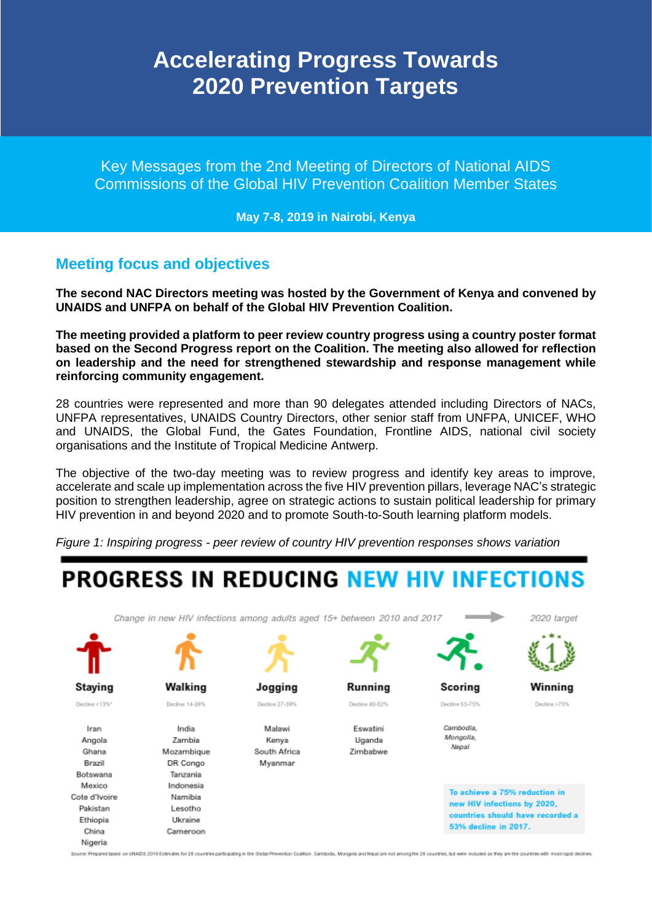# Accelerating Progress Towards 2020 Prevention Targets

Key Messages from the 2nd Meeting of Directors of National AIDS Commissions of the Global HIV Prevention Coalition Member States

**May 7-8, 2019 in Nairobi, Kenya**

## Meeting focus and objectives

**The second NAC Directors meeting was hosted by the Government of Kenya and convened by UNAIDS and UNFPA on behalf of the Global HIV Prevention Coalition.**

**The meeting provided a platform to peer review country progress using a country poster format based on the Second Progress report on the Coalition. The meeting also allowed for reflection on leadership and the need for strengthened stewardship and response management while reinforcing community engagement.**

28 countries were represented and more than 90 delegates attended including Directors of NACs, UNFPA representatives, UNAIDS Country Directors, other senior staff from UNFPA, UNICEF, WHO and UNAIDS, the Global Fund, the Gates Foundation, Frontline AIDS, national civil society organisations and the Institute of Tropical Medicine Antwerp.

The objective of the two-day meeting was to review progress and identify key areas to improve, accelerate and scale up implementation across the five HIV prevention pillars, leverage NAC's strategic position to strengthen leadership, agree on strategic actions to sustain political leadership for primary HIV prevention in and beyond 2020 and to promote South-to-South learning platform models.

*Figure 1: Inspiring progress - peer review of country HIV prevention responses shows variation*

**PROGRESS IN REDUCING NEW HIV INFECTIONS**

*Change in new HIV infections among adults aged 15+ between 2010 and 2017 → 2020 target*

| Staying | Walking | Jogging | Running | Scoring | Winning |
|---|---|---|---|---|---|
| Decline <13%* | Decline 14-26% | Decline 27-39% | Decline 40-52% | Decline 53-75% | Decline >75% |
| Iran | India | Malawi | Eswatini | *Cambodia,* | |
| Angola | Zambia | Kenya | Uganda | *Mongolia,* | |
| Ghana | Mozambique | South Africa | Zimbabwe | *Nepal* | |
| Brazil | DR Congo | Myanmar | | | |
| Botswana | Tanzania | | | | |
| Mexico | Indonesia | | | | |
| Cote d'Ivoire | Namibia | | | | |
| Pakistan | Lesotho | | | | |
| Ethiopia | Ukraine | | | | |
| China | Cameroon | | | | |
| Nigeria | | | | | |

To achieve a 75% reduction in new HIV infections by 2020, countries should have recorded a 53% decline in 2017.

Source: Prepared based on UNAIDS 2018 Estimates for 28 countries participating in the Global Prevention Coalition. Cambodia, Mongolia and Nepal are not among the 28 countries, but were included as they are the countries with most rapid declines.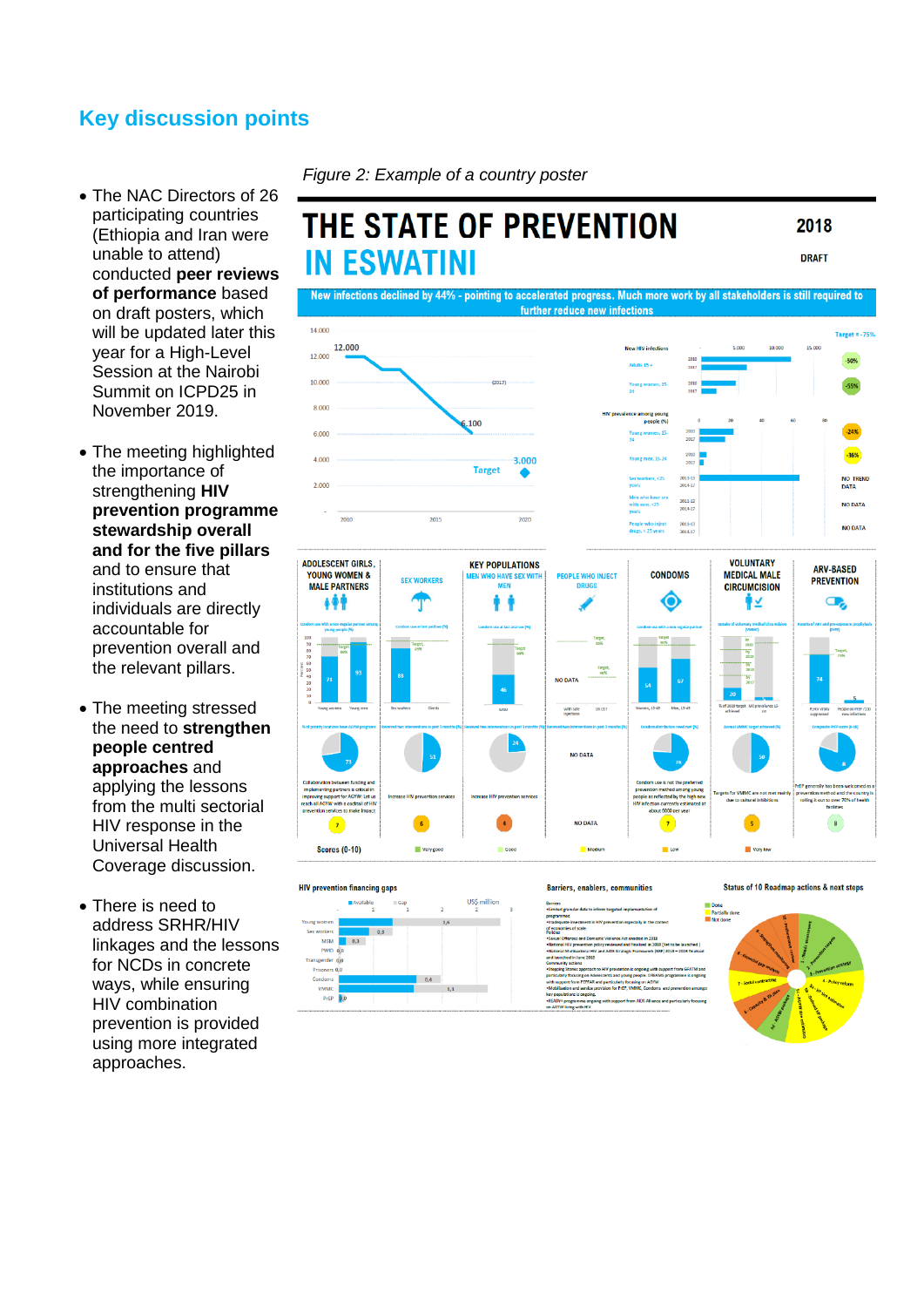## Key discussion points

- The NAC Directors of 26 participating countries (Ethiopia and Iran were unable to attend) conducted **peer reviews of performance** based on draft posters, which will be updated later this year for a High-Level Session at the Nairobi Summit on ICPD25 in November 2019.
- The meeting highlighted the importance of strengthening **HIV prevention programme stewardship overall and for the five pillars** and to ensure that institutions and individuals are directly accountable for prevention overall and the relevant pillars.
- The meeting stressed the need to **strengthen people centred approaches** and applying the lessons from the multi sectorial HIV response in the Universal Health Coverage discussion.
- There is need to address SRHR/HIV linkages and the lessons for NCDs in concrete ways, while ensuring HIV combination prevention is provided using more integrated approaches.

*Figure 2: Example of a country poster*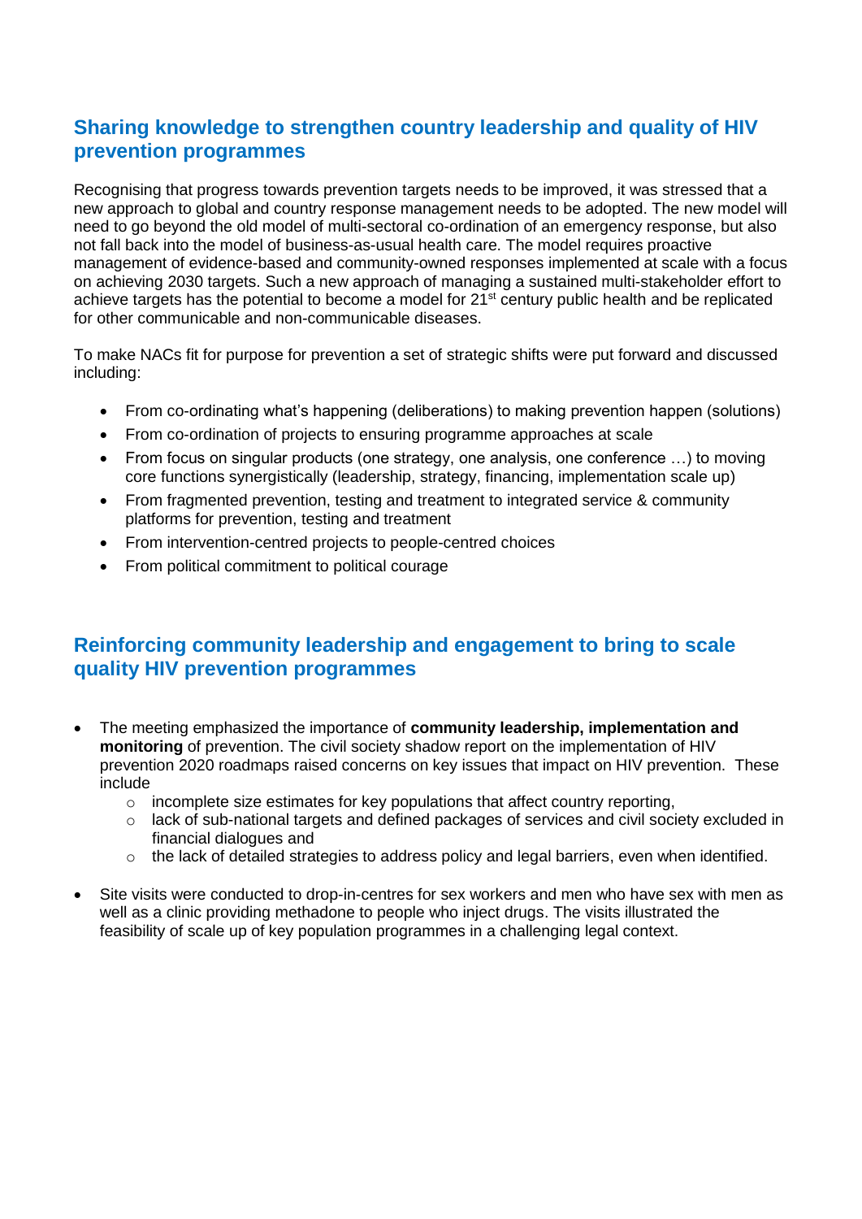## Sharing knowledge to strengthen country leadership and quality of HIV prevention programmes

Recognising that progress towards prevention targets needs to be improved, it was stressed that a new approach to global and country response management needs to be adopted. The new model will need to go beyond the old model of multi-sectoral co-ordination of an emergency response, but also not fall back into the model of business-as-usual health care. The model requires proactive management of evidence-based and community-owned responses implemented at scale with a focus on achieving 2030 targets. Such a new approach of managing a sustained multi-stakeholder effort to achieve targets has the potential to become a model for 21st century public health and be replicated for other communicable and non-communicable diseases.

To make NACs fit for purpose for prevention a set of strategic shifts were put forward and discussed including:

- From co-ordinating what's happening (deliberations) to making prevention happen (solutions)
- From co-ordination of projects to ensuring programme approaches at scale
- From focus on singular products (one strategy, one analysis, one conference …) to moving core functions synergistically (leadership, strategy, financing, implementation scale up)
- From fragmented prevention, testing and treatment to integrated service & community platforms for prevention, testing and treatment
- From intervention-centred projects to people-centred choices
- From political commitment to political courage

## Reinforcing community leadership and engagement to bring to scale quality HIV prevention programmes

- The meeting emphasized the importance of **community leadership, implementation and monitoring** of prevention. The civil society shadow report on the implementation of HIV prevention 2020 roadmaps raised concerns on key issues that impact on HIV prevention. These include
  - incomplete size estimates for key populations that affect country reporting,
  - lack of sub-national targets and defined packages of services and civil society excluded in financial dialogues and
  - the lack of detailed strategies to address policy and legal barriers, even when identified.
- Site visits were conducted to drop-in-centres for sex workers and men who have sex with men as well as a clinic providing methadone to people who inject drugs. The visits illustrated the feasibility of scale up of key population programmes in a challenging legal context.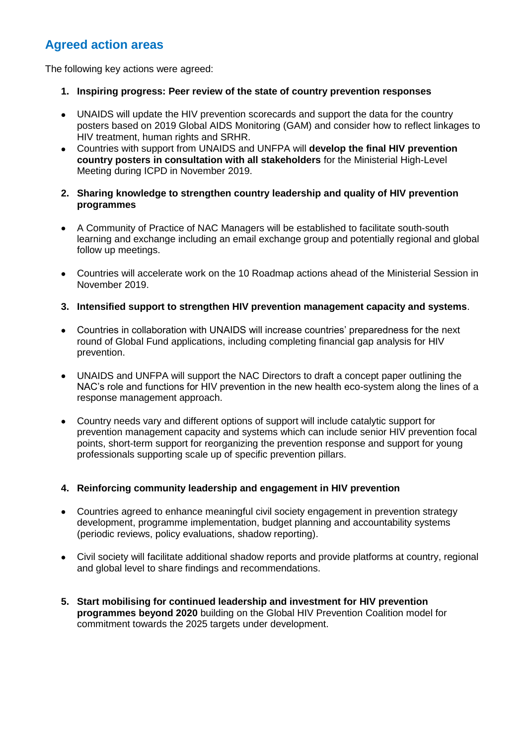## Agreed action areas

The following key actions were agreed:

1. **Inspiring progress: Peer review of the state of country prevention responses**

- UNAIDS will update the HIV prevention scorecards and support the data for the country posters based on 2019 Global AIDS Monitoring (GAM) and consider how to reflect linkages to HIV treatment, human rights and SRHR.
- Countries with support from UNAIDS and UNFPA will **develop the final HIV prevention country posters in consultation with all stakeholders** for the Ministerial High-Level Meeting during ICPD in November 2019.

2. **Sharing knowledge to strengthen country leadership and quality of HIV prevention programmes**

- A Community of Practice of NAC Managers will be established to facilitate south-south learning and exchange including an email exchange group and potentially regional and global follow up meetings.
- Countries will accelerate work on the 10 Roadmap actions ahead of the Ministerial Session in November 2019.

3. **Intensified support to strengthen HIV prevention management capacity and systems**.

- Countries in collaboration with UNAIDS will increase countries' preparedness for the next round of Global Fund applications, including completing financial gap analysis for HIV prevention.
- UNAIDS and UNFPA will support the NAC Directors to draft a concept paper outlining the NAC's role and functions for HIV prevention in the new health eco-system along the lines of a response management approach.
- Country needs vary and different options of support will include catalytic support for prevention management capacity and systems which can include senior HIV prevention focal points, short-term support for reorganizing the prevention response and support for young professionals supporting scale up of specific prevention pillars.

4. **Reinforcing community leadership and engagement in HIV prevention**

- Countries agreed to enhance meaningful civil society engagement in prevention strategy development, programme implementation, budget planning and accountability systems (periodic reviews, policy evaluations, shadow reporting).
- Civil society will facilitate additional shadow reports and provide platforms at country, regional and global level to share findings and recommendations.

5. **Start mobilising for continued leadership and investment for HIV prevention programmes beyond 2020** building on the Global HIV Prevention Coalition model for commitment towards the 2025 targets under development.